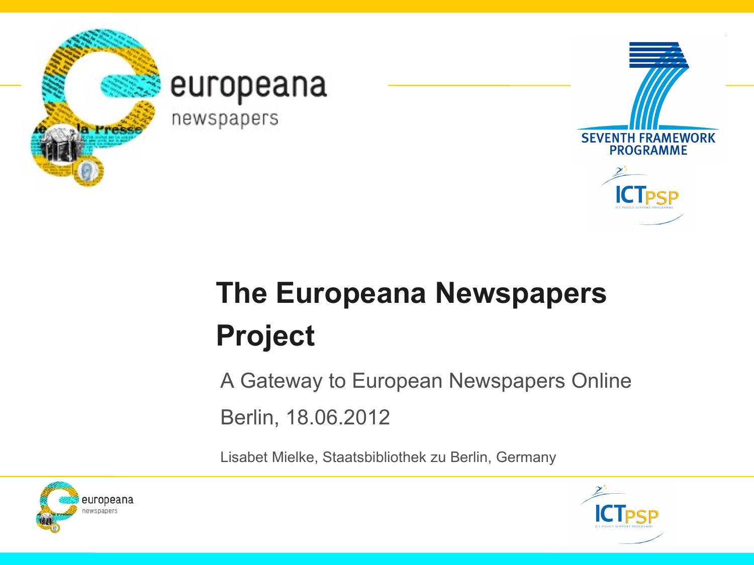# The Europeana Newspapers Project

A Gateway to European Newspapers Online

Berlin, 18.06.2012

Lisabet Mielke, Staatsbibliothek zu Berlin, Germany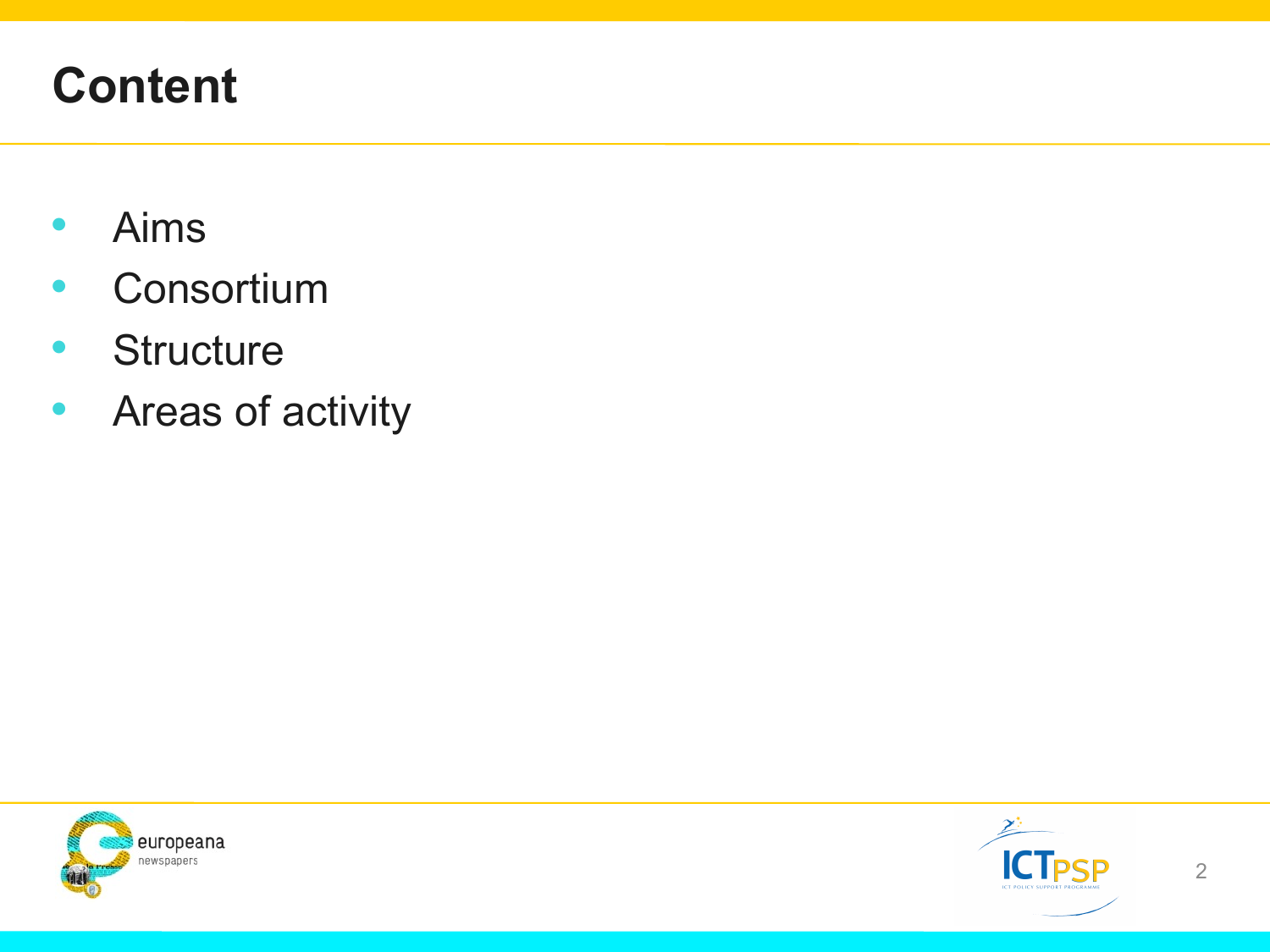# Content

- Aims
- Consortium
- Structure
- Areas of activity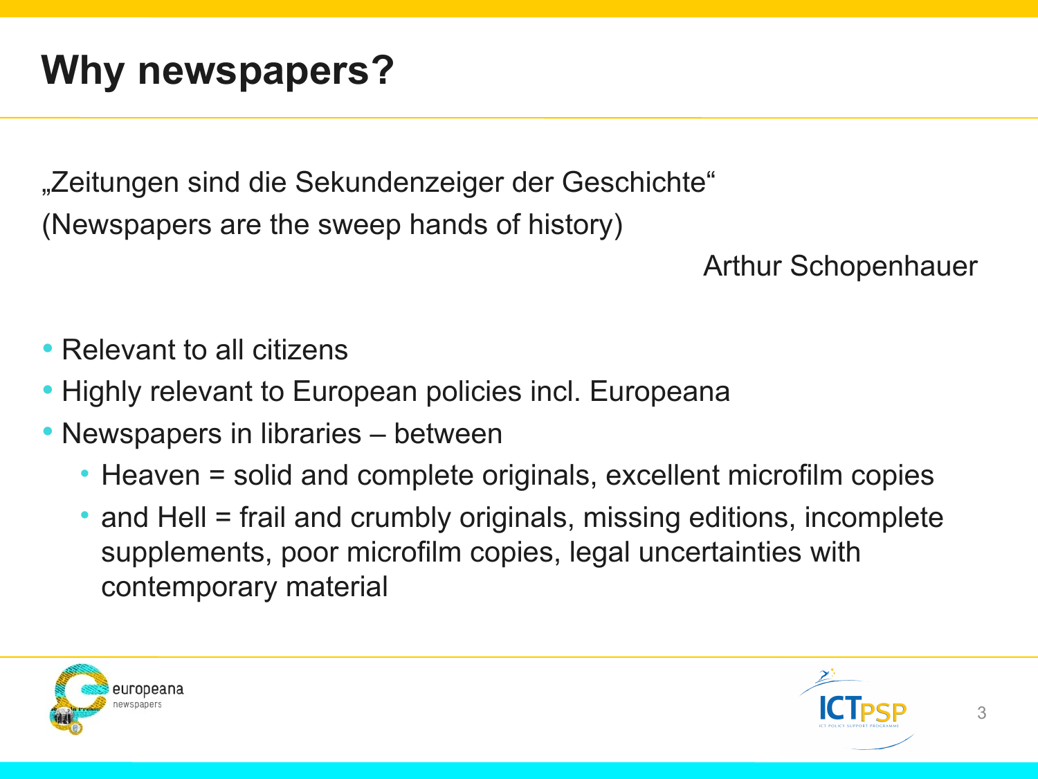# Why newspapers?

„Zeitungen sind die Sekundenzeiger der Geschichte“
(Newspapers are the sweep hands of history)

Arthur Schopenhauer

- Relevant to all citizens
- Highly relevant to European policies incl. Europeana
- Newspapers in libraries – between
  - Heaven = solid and complete originals, excellent microfilm copies
  - and Hell = frail and crumbly originals, missing editions, incomplete supplements, poor microfilm copies, legal uncertainties with contemporary material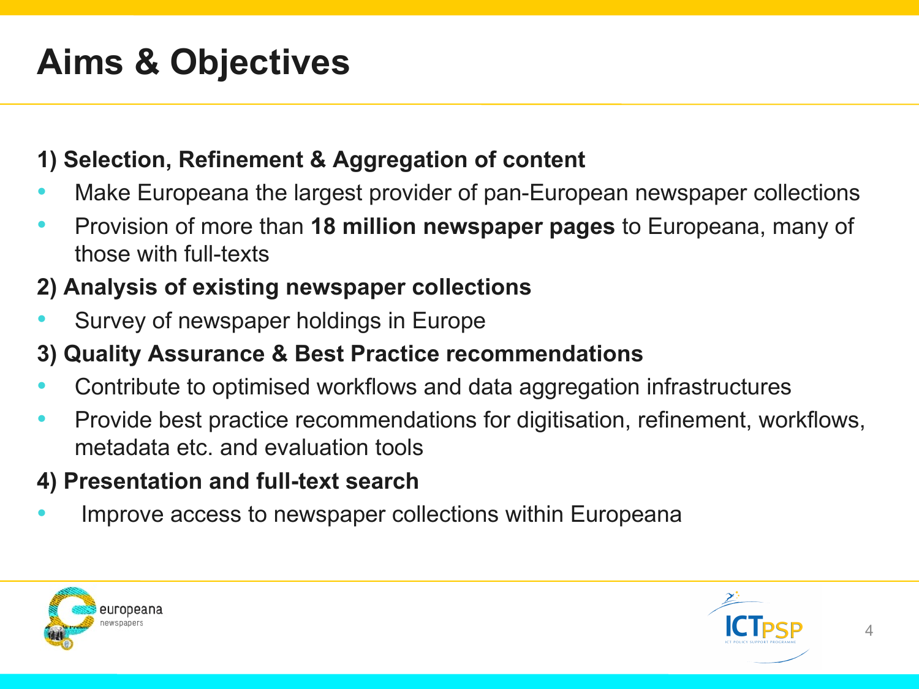# Aims & Objectives

**1) Selection, Refinement & Aggregation of content**

- Make Europeana the largest provider of pan-European newspaper collections
- Provision of more than **18 million newspaper pages** to Europeana, many of those with full-texts

**2) Analysis of existing newspaper collections**

- Survey of newspaper holdings in Europe

**3) Quality Assurance & Best Practice recommendations**

- Contribute to optimised workflows and data aggregation infrastructures
- Provide best practice recommendations for digitisation, refinement, workflows, metadata etc. and evaluation tools

**4) Presentation and full-text search**

- Improve access to newspaper collections within Europeana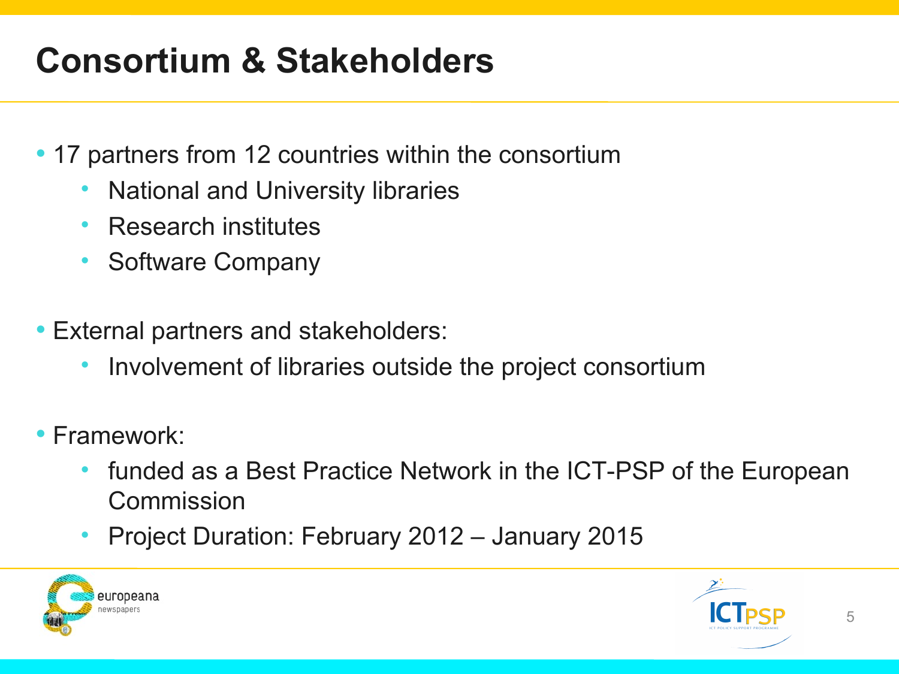# Consortium & Stakeholders

- 17 partners from 12 countries within the consortium
  - National and University libraries
  - Research institutes
  - Software Company

- External partners and stakeholders:
  - Involvement of libraries outside the project consortium

- Framework:
  - funded as a Best Practice Network in the ICT-PSP of the European Commission
  - Project Duration: February 2012 – January 2015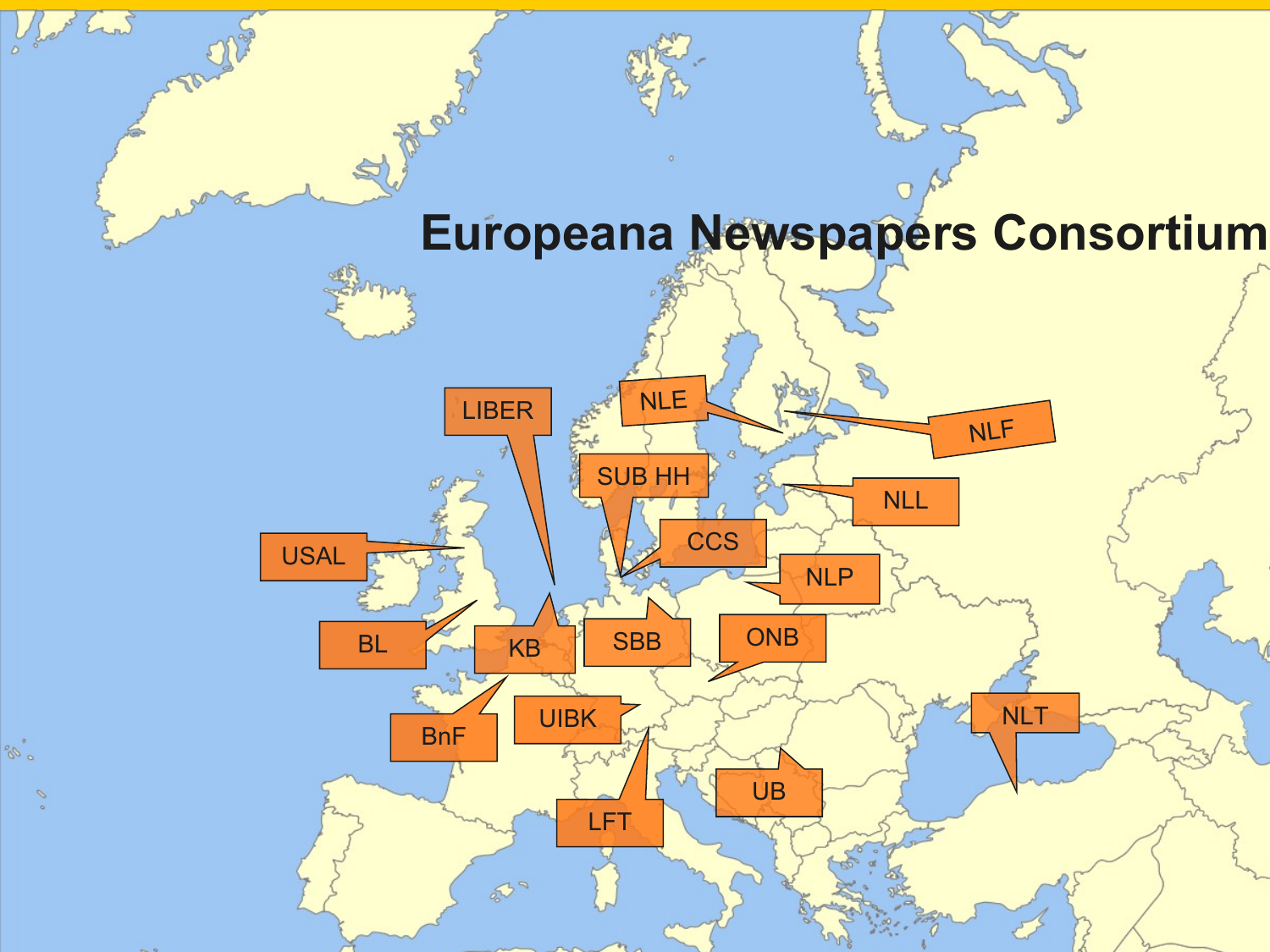# Europeana Newspapers Consortium

NLE

NLF

LIBER

SUB HH

NLL

CCS

USAL

NLP

BL

KB

SBB

ONB

UIBK

BnF

NLT

UB

LFT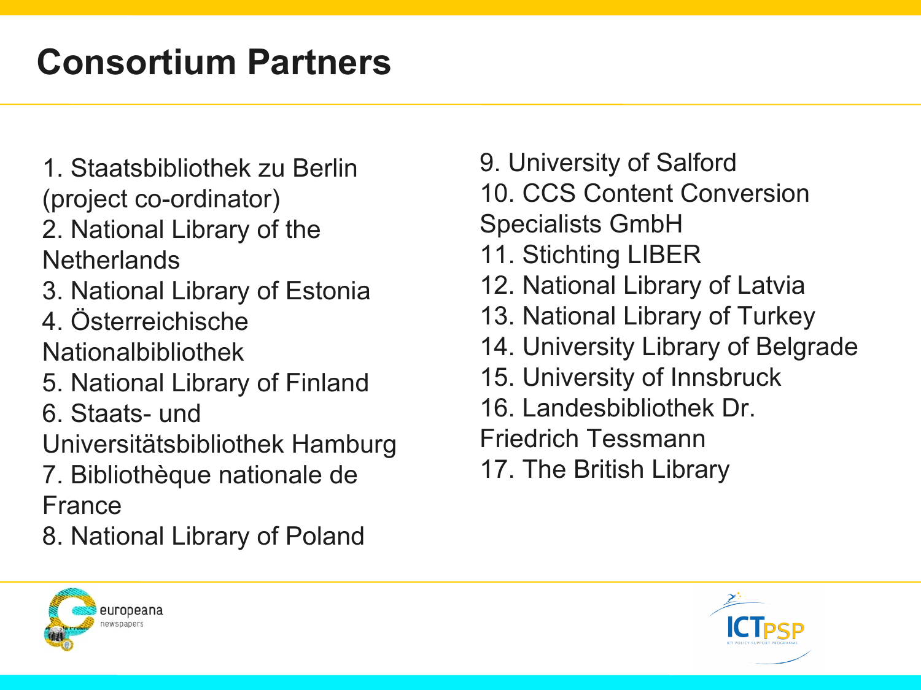# Consortium Partners

1. Staatsbibliothek zu Berlin (project co-ordinator)
2. National Library of the Netherlands
3. National Library of Estonia
4. Österreichische Nationalbibliothek
5. National Library of Finland
6. Staats- und Universitätsbibliothek Hamburg
7. Bibliothèque nationale de France
8. National Library of Poland
9. University of Salford
10. CCS Content Conversion Specialists GmbH
11. Stichting LIBER
12. National Library of Latvia
13. National Library of Turkey
14. University Library of Belgrade
15. University of Innsbruck
16. Landesbibliothek Dr. Friedrich Tessmann
17. The British Library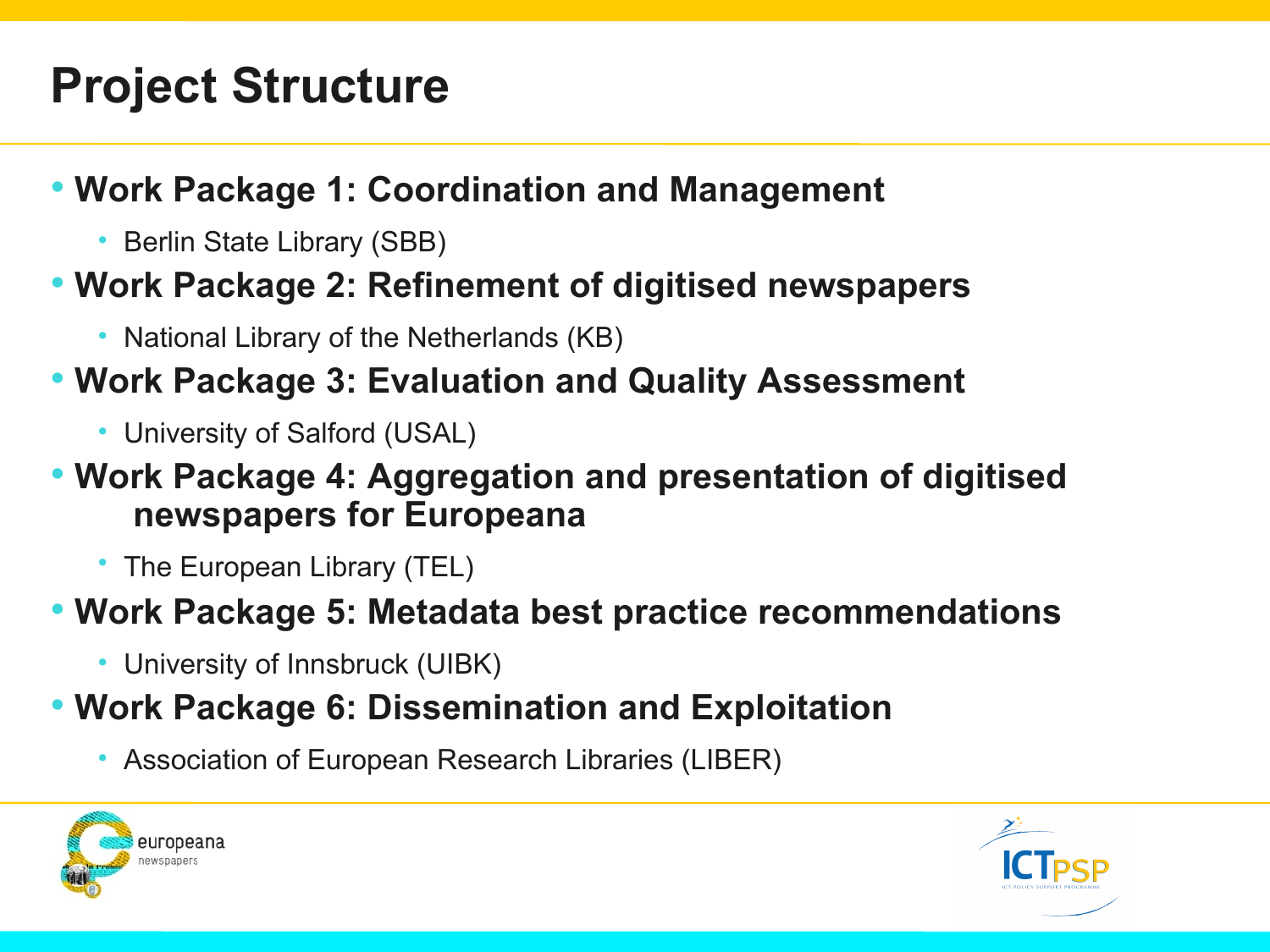# Project Structure

- **Work Package 1: Coordination and Management**
  - Berlin State Library (SBB)
- **Work Package 2: Refinement of digitised newspapers**
  - National Library of the Netherlands (KB)
- **Work Package 3: Evaluation and Quality Assessment**
  - University of Salford (USAL)
- **Work Package 4: Aggregation and presentation of digitised newspapers for Europeana**
  - The European Library (TEL)
- **Work Package 5: Metadata best practice recommendations**
  - University of Innsbruck (UIBK)
- **Work Package 6: Dissemination and Exploitation**
  - Association of European Research Libraries (LIBER)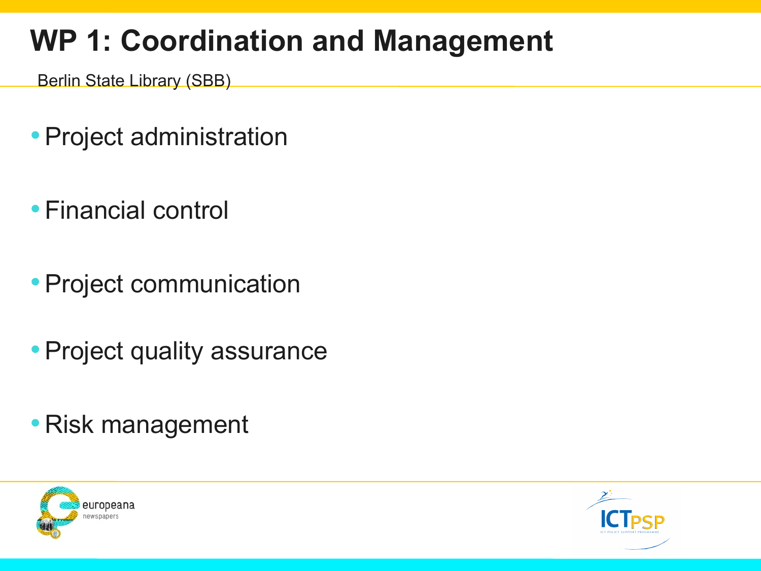# WP 1: Coordination and Management

Berlin State Library (SBB)

- Project administration
- Financial control
- Project communication
- Project quality assurance
- Risk management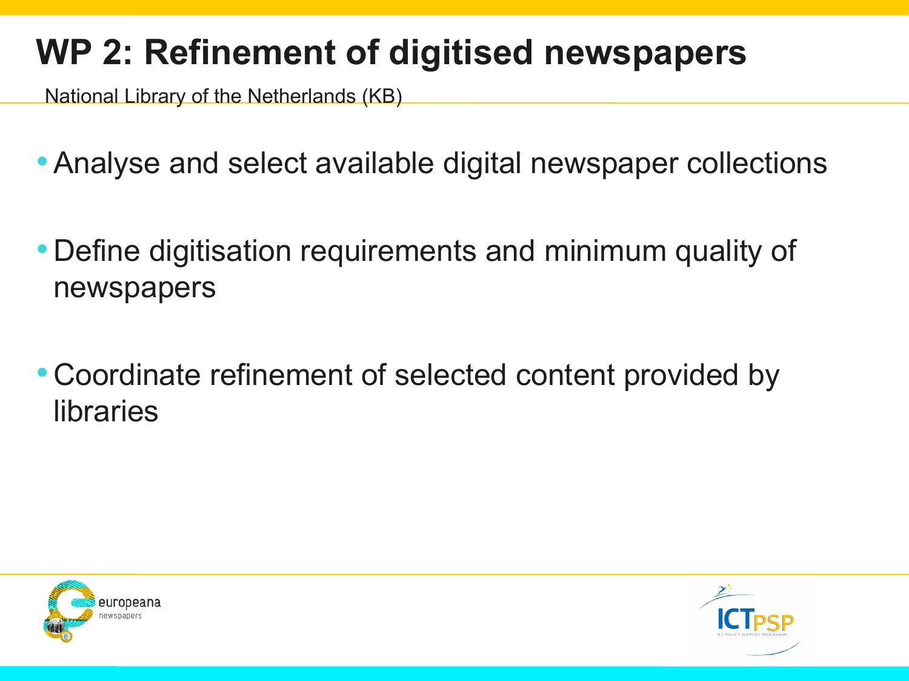# WP 2: Refinement of digitised newspapers

National Library of the Netherlands (KB)

- Analyse and select available digital newspaper collections
- Define digitisation requirements and minimum quality of newspapers
- Coordinate refinement of selected content provided by libraries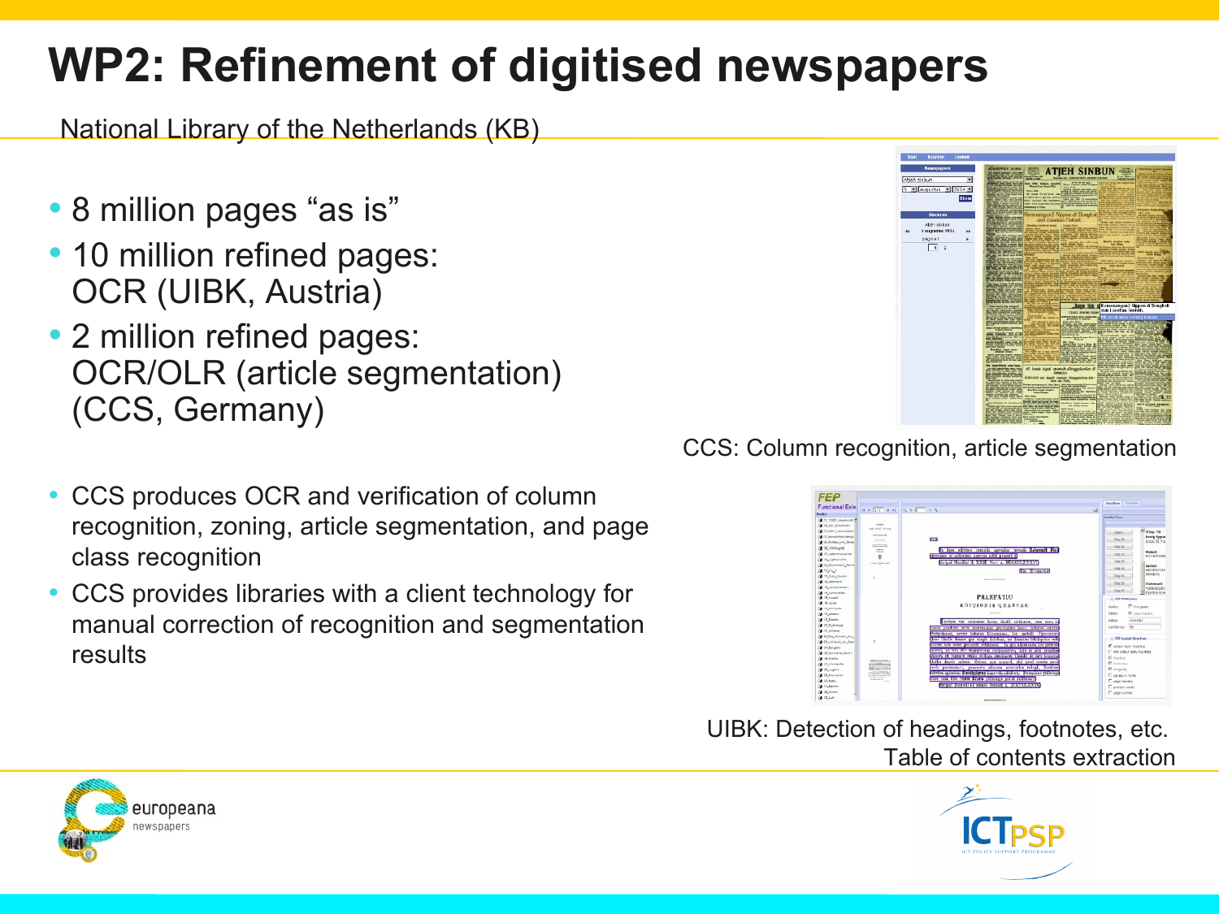# WP2: Refinement of digitised newspapers

National Library of the Netherlands (KB)

- 8 million pages "as is"
- 10 million refined pages: OCR (UIBK, Austria)
- 2 million refined pages: OCR/OLR (article segmentation) (CCS, Germany)

CCS: Column recognition, article segmentation

- CCS produces OCR and verification of column recognition, zoning, article segmentation, and page class recognition
- CCS provides libraries with a client technology for manual correction of recognition and segmentation results

UIBK: Detection of headings, footnotes, etc.
Table of contents extraction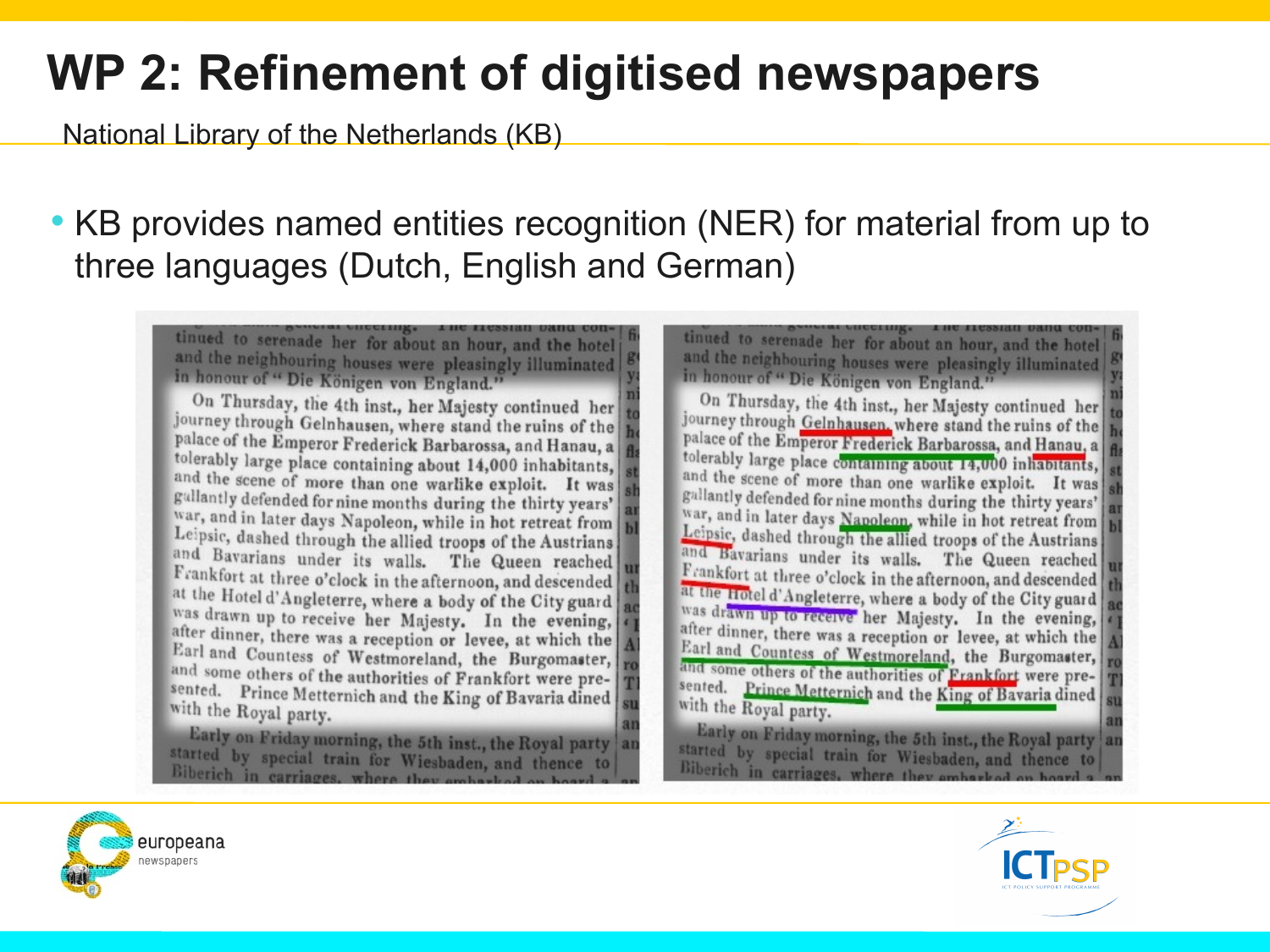# WP 2: Refinement of digitised newspapers

National Library of the Netherlands (KB)

- KB provides named entities recognition (NER) for material from up to three languages (Dutch, English and German)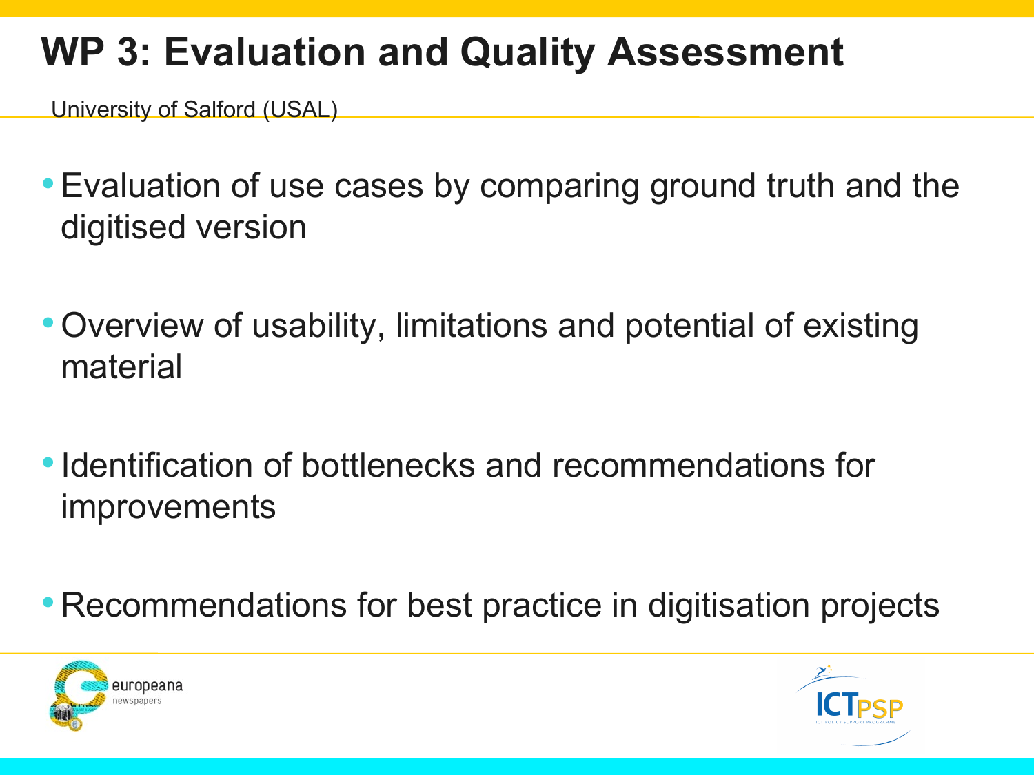# WP 3: Evaluation and Quality Assessment

University of Salford (USAL)

- Evaluation of use cases by comparing ground truth and the digitised version
- Overview of usability, limitations and potential of existing material
- Identification of bottlenecks and recommendations for improvements
- Recommendations for best practice in digitisation projects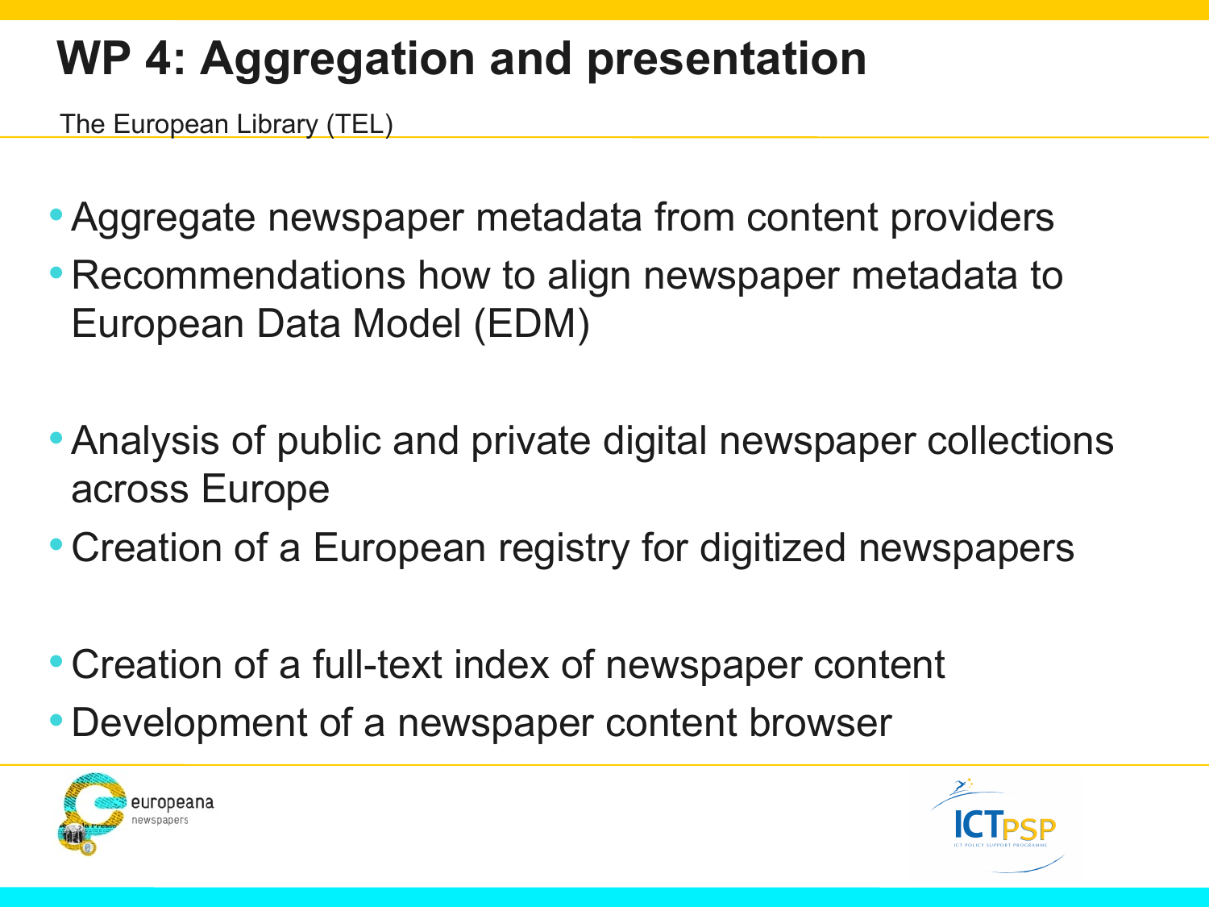# WP 4: Aggregation and presentation

The European Library (TEL)

- Aggregate newspaper metadata from content providers
- Recommendations how to align newspaper metadata to European Data Model (EDM)

- Analysis of public and private digital newspaper collections across Europe
- Creation of a European registry for digitized newspapers

- Creation of a full-text index of newspaper content
- Development of a newspaper content browser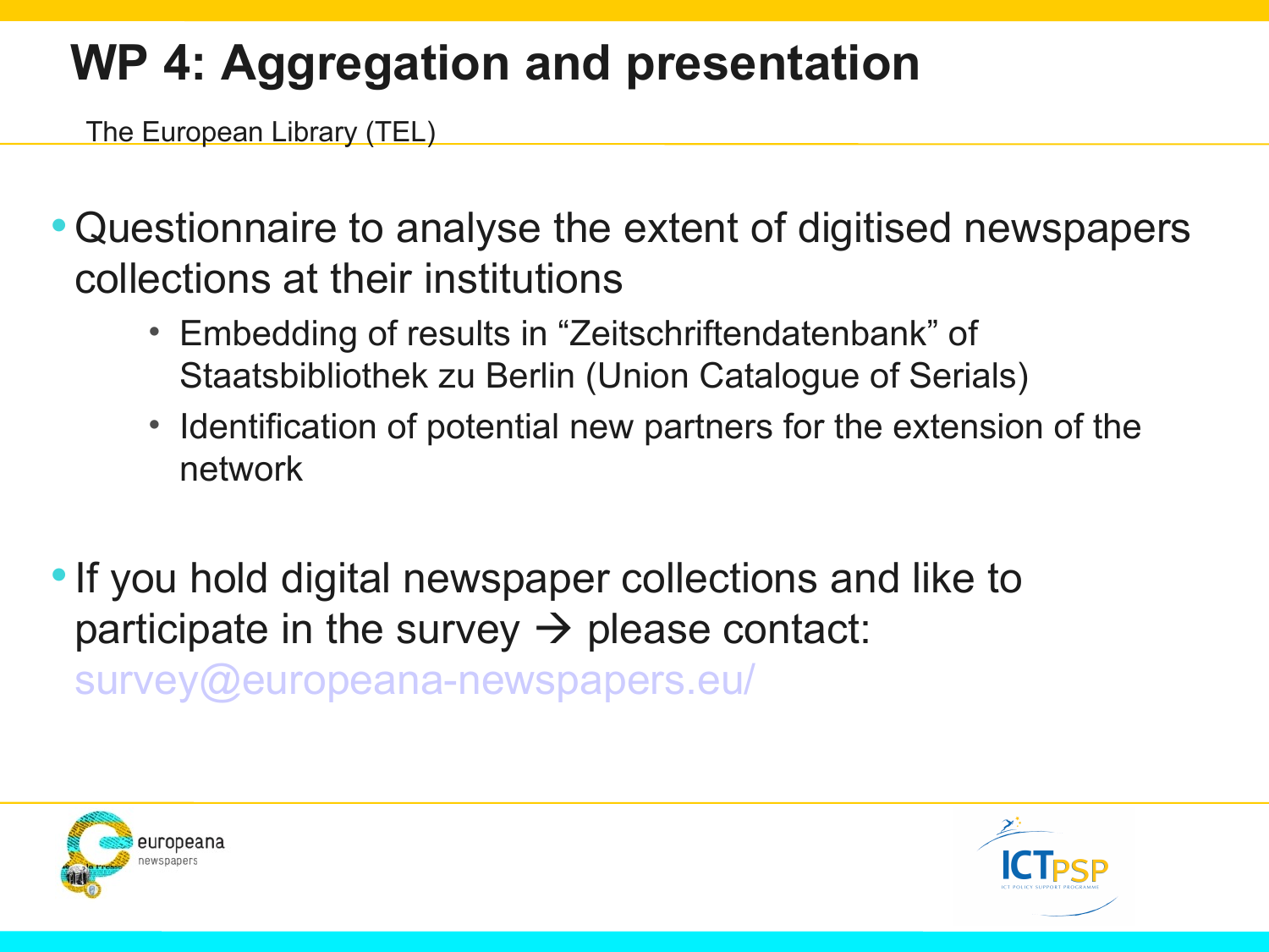# WP 4: Aggregation and presentation

The European Library (TEL)

- Questionnaire to analyse the extent of digitised newspapers collections at their institutions
  - Embedding of results in "Zeitschriftendatenbank" of Staatsbibliothek zu Berlin (Union Catalogue of Serials)
  - Identification of potential new partners for the extension of the network

- If you hold digital newspaper collections and like to participate in the survey → please contact: survey@europeana-newspapers.eu/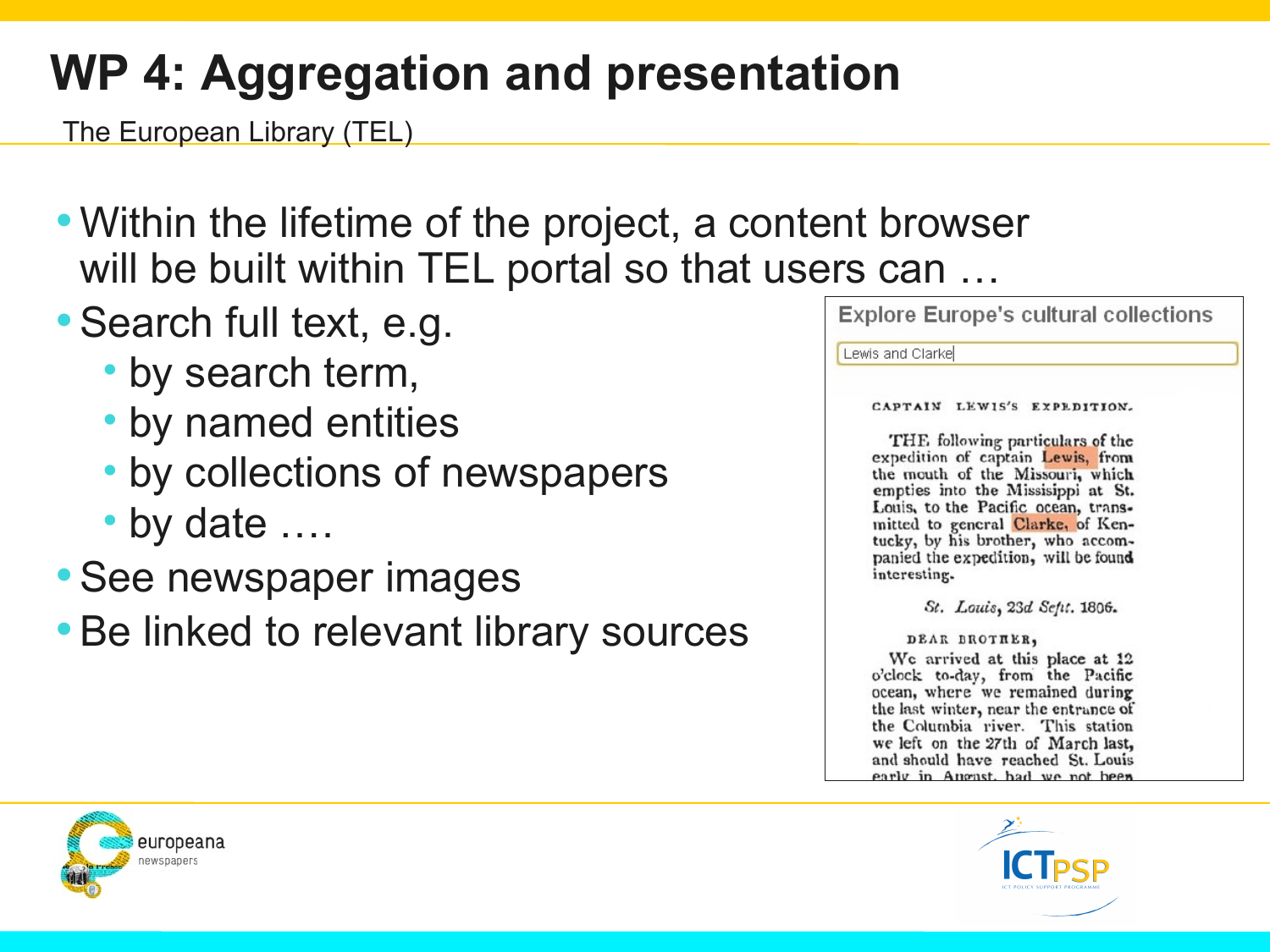# WP 4: Aggregation and presentation

The European Library (TEL)

- Within the lifetime of the project, a content browser will be built within TEL portal so that users can …
- Search full text, e.g.
  - by search term,
  - by named entities
  - by collections of newspapers
  - by date ….
- See newspaper images
- Be linked to relevant library sources

Explore Europe's cultural collections

Lewis and Clarke

CAPTAIN LEWIS'S EXPEDITION.

THE following particulars of the expedition of captain Lewis, from the mouth of the Missouri, which empties into the Missisippi at St. Louis, to the Pacific ocean, transmitted to general Clarke, of Kentucky, by his brother, who accompanied the expedition, will be found interesting.

*St. Louis, 23d Sept.* 1806.

DEAR BROTHER,

We arrived at this place at 12 o'clock to-day, from the Pacific ocean, where we remained during the last winter, near the entrance of the Columbia river. This station we left on the 27th of March last, and should have reached St. Louis early in August, had we not been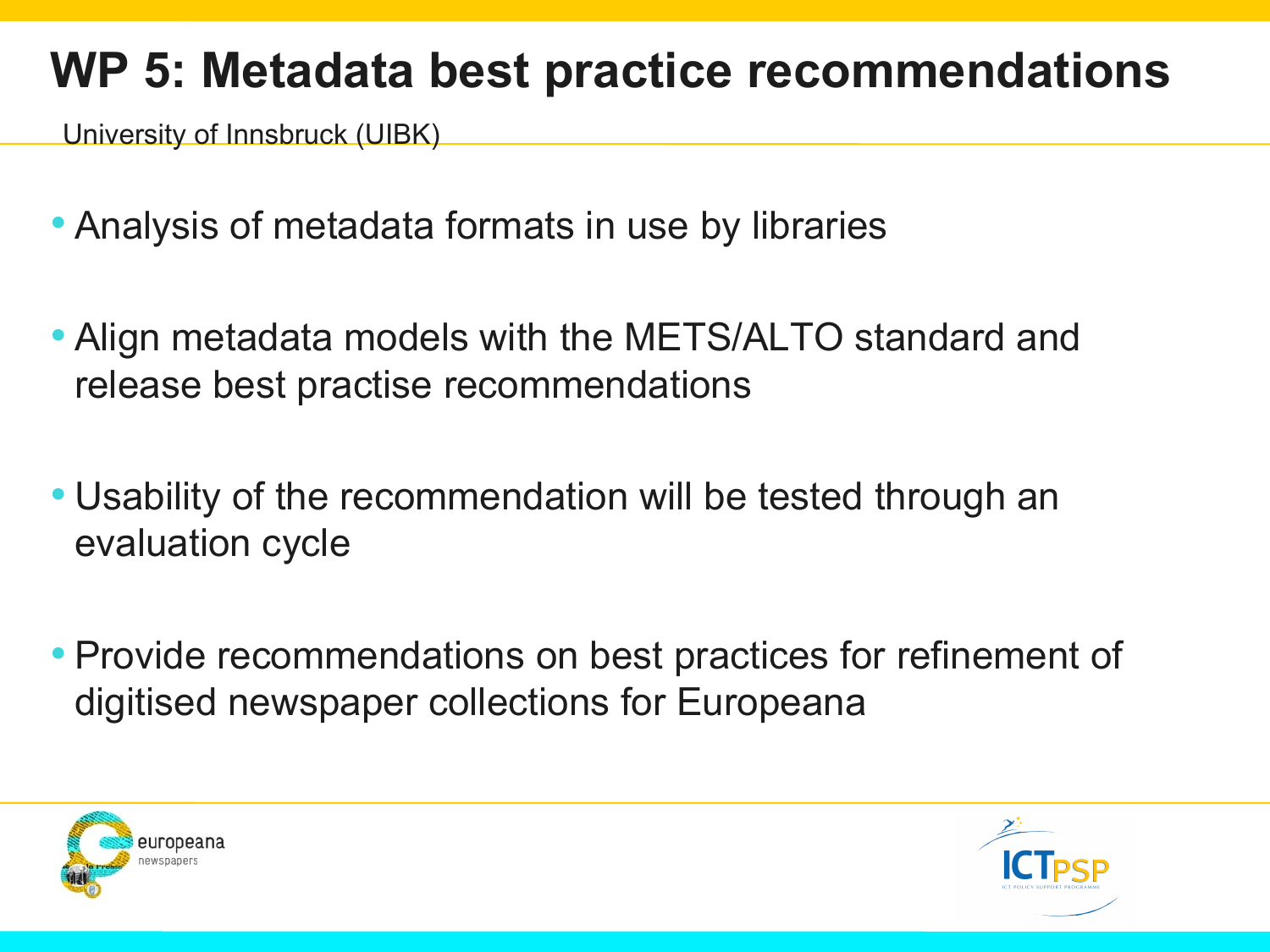# WP 5: Metadata best practice recommendations

University of Innsbruck (UIBK)

- Analysis of metadata formats in use by libraries
- Align metadata models with the METS/ALTO standard and release best practise recommendations
- Usability of the recommendation will be tested through an evaluation cycle
- Provide recommendations on best practices for refinement of digitised newspaper collections for Europeana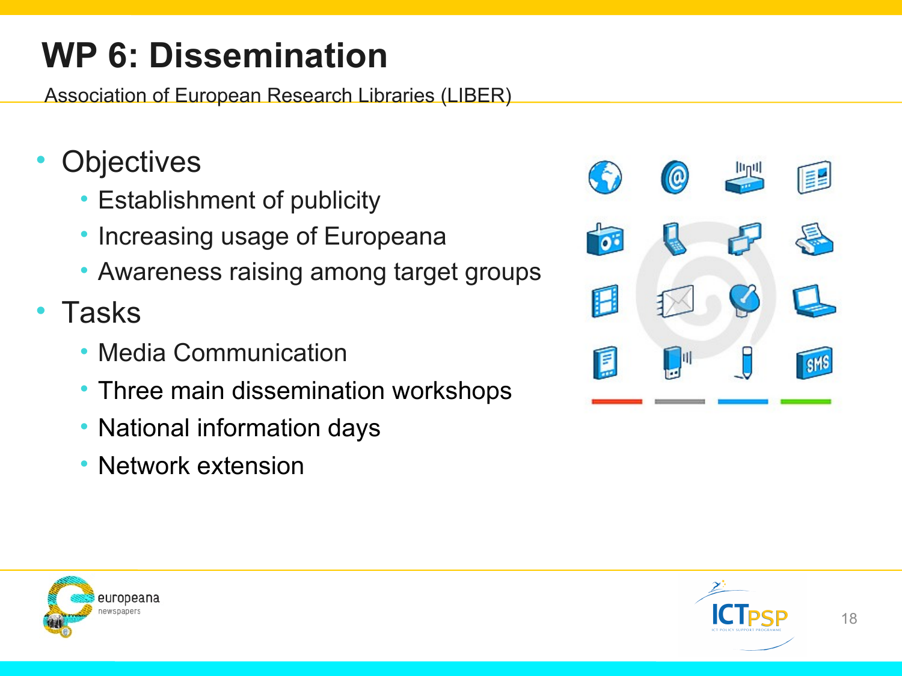# WP 6: Dissemination

Association of European Research Libraries (LIBER)

- Objectives
  - Establishment of publicity
  - Increasing usage of Europeana
  - Awareness raising among target groups
- Tasks
  - Media Communication
  - Three main dissemination workshops
  - National information days
  - Network extension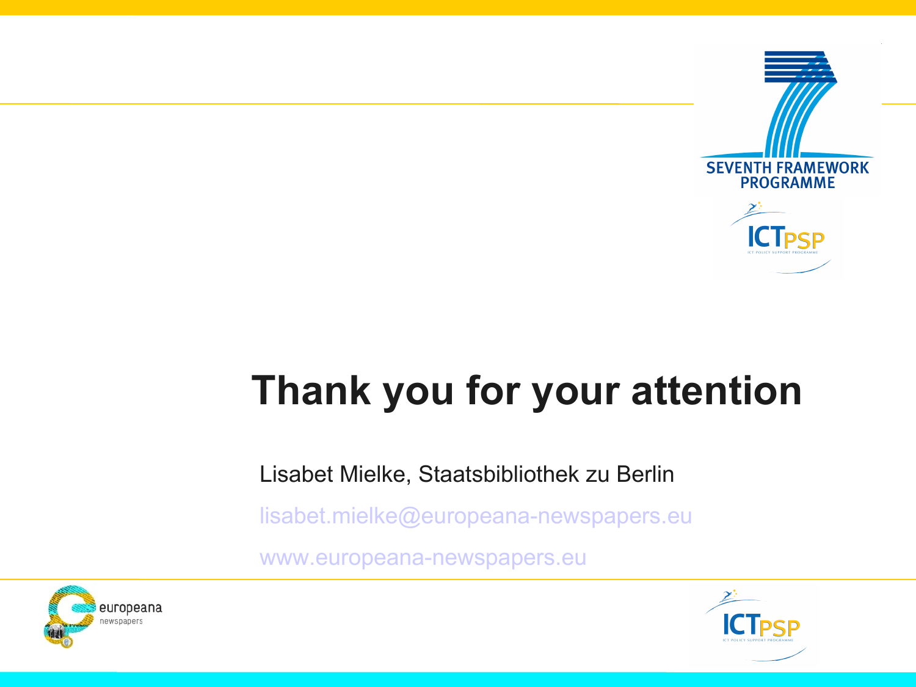# Thank you for your attention

Lisabet Mielke, Staatsbibliothek zu Berlin

lisabet.mielke@europeana-newspapers.eu

www.europeana-newspapers.eu